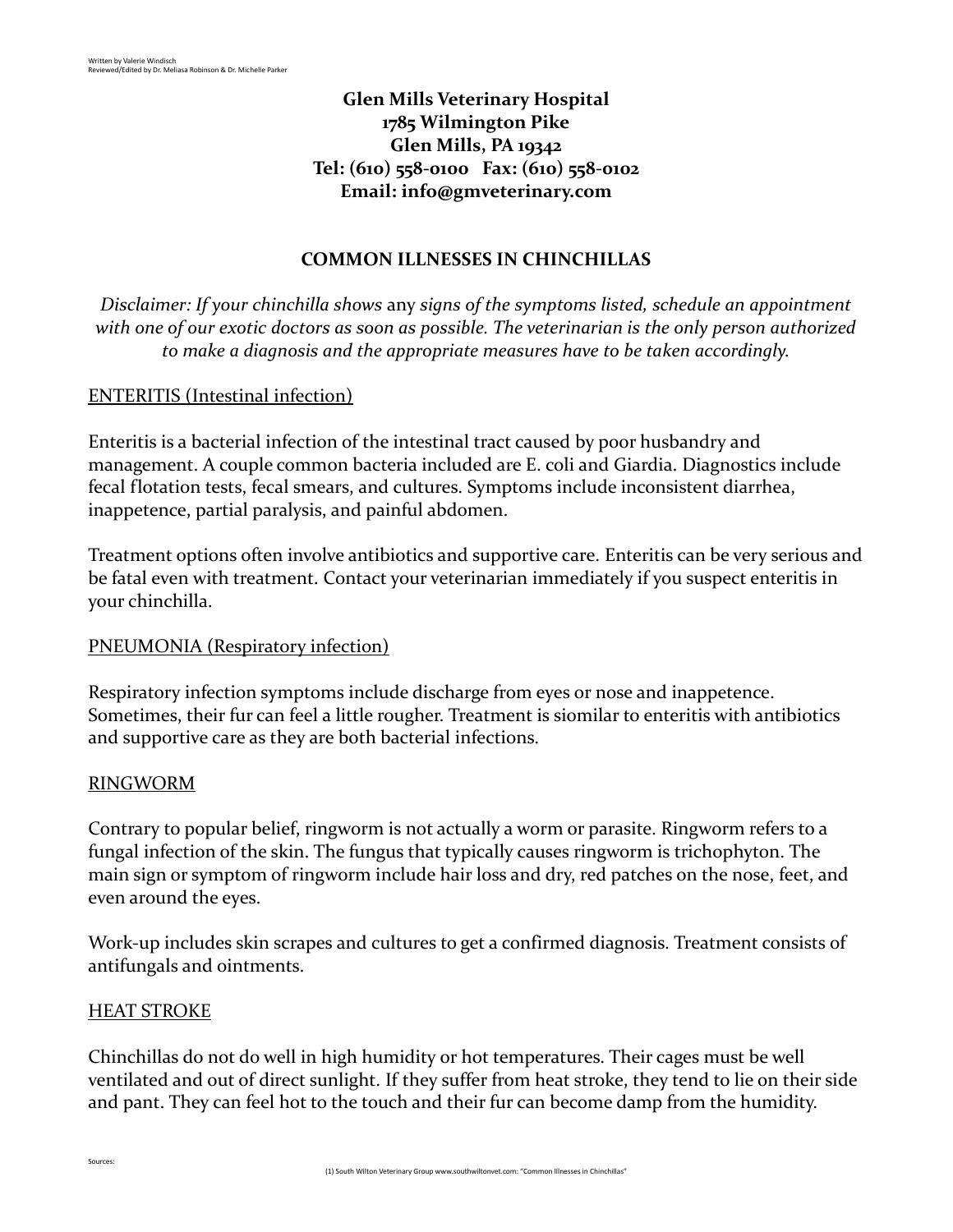Written by Valerie Windisch
Reviewed/Edited by Dr. Meliasa Robinson & Dr. Michelle Parker

**Glen Mills Veterinary Hospital**
**1785 Wilmington Pike**
**Glen Mills, PA 19342**
**Tel: (610) 558-0100 Fax: (610) 558-0102**
**Email: info@gmveterinary.com**

## COMMON ILLNESSES IN CHINCHILLAS

*Disclaimer: If your chinchilla shows* any *signs of the symptoms listed, schedule an appointment with one of our exotic doctors as soon as possible. The veterinarian is the only person authorized to make a diagnosis and the appropriate measures have to be taken accordingly.*

### ENTERITIS (Intestinal infection)

Enteritis is a bacterial infection of the intestinal tract caused by poor husbandry and management. A couple common bacteria included are E. coli and Giardia. Diagnostics include fecal flotation tests, fecal smears, and cultures. Symptoms include inconsistent diarrhea, inappetence, partial paralysis, and painful abdomen.

Treatment options often involve antibiotics and supportive care. Enteritis can be very serious and be fatal even with treatment. Contact your veterinarian immediately if you suspect enteritis in your chinchilla.

### PNEUMONIA (Respiratory infection)

Respiratory infection symptoms include discharge from eyes or nose and inappetence. Sometimes, their fur can feel a little rougher. Treatment is siomilar to enteritis with antibiotics and supportive care as they are both bacterial infections.

### RINGWORM

Contrary to popular belief, ringworm is not actually a worm or parasite. Ringworm refers to a fungal infection of the skin. The fungus that typically causes ringworm is trichophyton. The main sign or symptom of ringworm include hair loss and dry, red patches on the nose, feet, and even around the eyes.

Work-up includes skin scrapes and cultures to get a confirmed diagnosis. Treatment consists of antifungals and ointments.

### HEAT STROKE

Chinchillas do not do well in high humidity or hot temperatures. Their cages must be well ventilated and out of direct sunlight. If they suffer from heat stroke, they tend to lie on their side and pant. They can feel hot to the touch and their fur can become damp from the humidity.

Sources:
(1) South Wilton Veterinary Group www.southwiltonvet.com: "Common Illnesses in Chinchillas"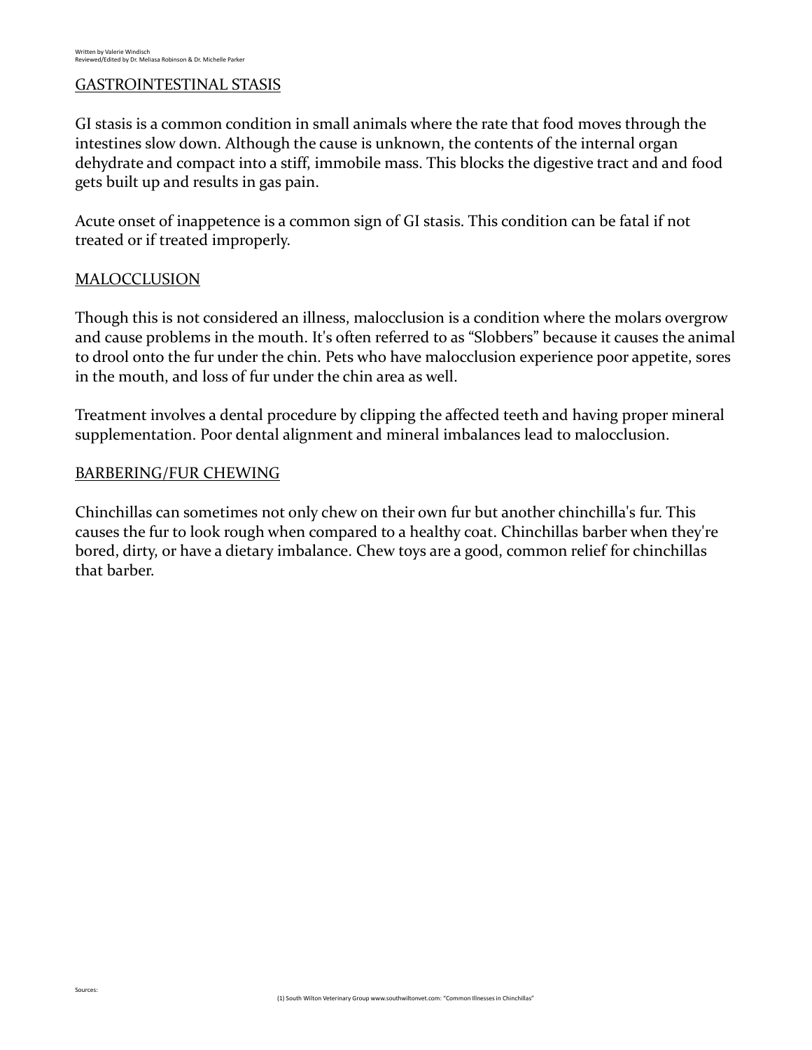Written by Valerie Windisch
Reviewed/Edited by Dr. Meliasa Robinson & Dr. Michelle Parker

## GASTROINTESTINAL STASIS

GI stasis is a common condition in small animals where the rate that food moves through the intestines slow down. Although the cause is unknown, the contents of the internal organ dehydrate and compact into a stiff, immobile mass. This blocks the digestive tract and and food gets built up and results in gas pain.

Acute onset of inappetence is a common sign of GI stasis. This condition can be fatal if not treated or if treated improperly.

## MALOCCLUSION

Though this is not considered an illness, malocclusion is a condition where the molars overgrow and cause problems in the mouth. It's often referred to as "Slobbers" because it causes the animal to drool onto the fur under the chin. Pets who have malocclusion experience poor appetite, sores in the mouth, and loss of fur under the chin area as well.

Treatment involves a dental procedure by clipping the affected teeth and having proper mineral supplementation. Poor dental alignment and mineral imbalances lead to malocclusion.

## BARBERING/FUR CHEWING

Chinchillas can sometimes not only chew on their own fur but another chinchilla's fur. This causes the fur to look rough when compared to a healthy coat. Chinchillas barber when they're bored, dirty, or have a dietary imbalance. Chew toys are a good, common relief for chinchillas that barber.

Sources:

(1) South Wilton Veterinary Group www.southwiltonvet.com: "Common Illnesses in Chinchillas"